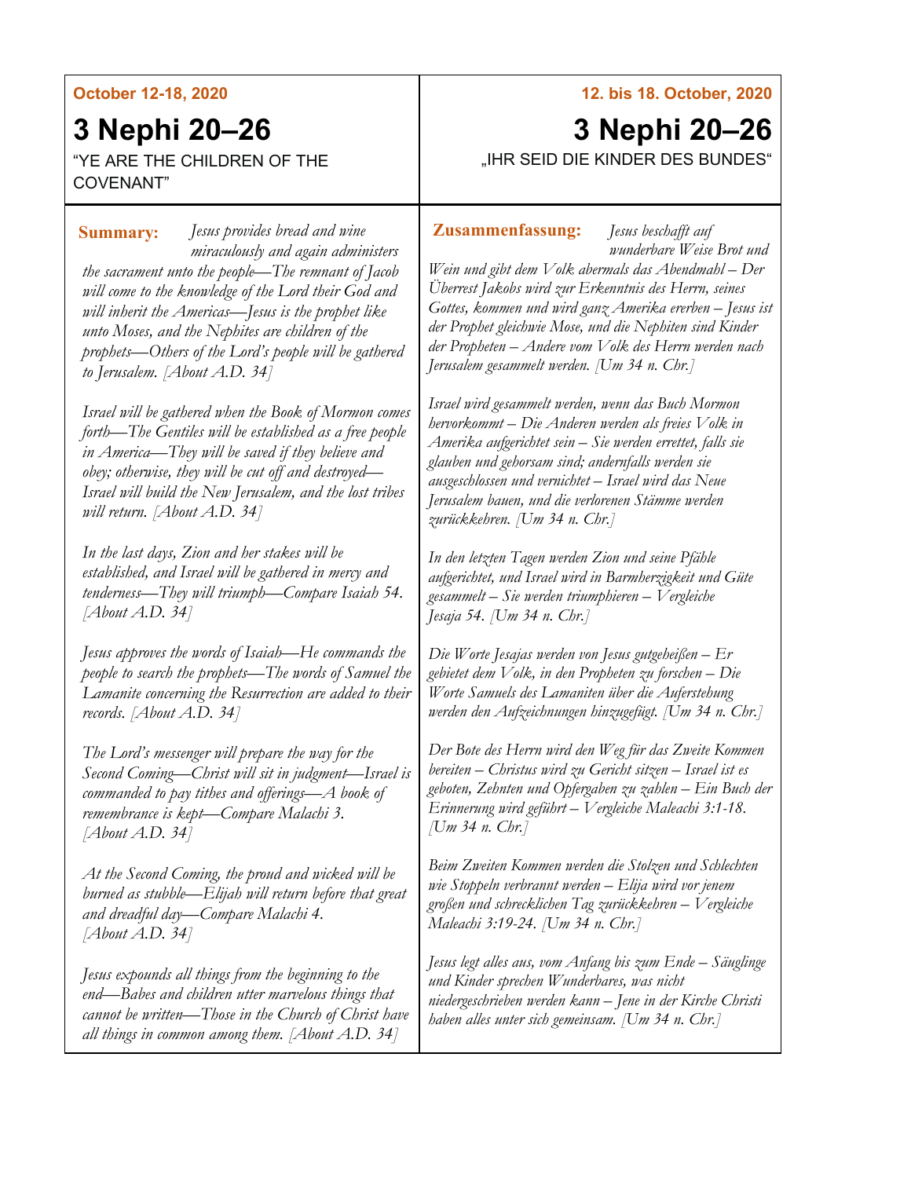**October 12-18, 2020**

# 3 Nephi 20–26

"YE ARE THE CHILDREN OF THE COVENANT"

**Summary:** *Jesus provides bread and wine miraculously and again administers the sacrament unto the people—The remnant of Jacob will come to the knowledge of the Lord their God and will inherit the Americas—Jesus is the prophet like unto Moses, and the Nephites are children of the prophets—Others of the Lord's people will be gathered to Jerusalem. [About A.D. 34]*

*Israel will be gathered when the Book of Mormon comes forth—The Gentiles will be established as a free people in America—They will be saved if they believe and obey; otherwise, they will be cut off and destroyed—Israel will build the New Jerusalem, and the lost tribes will return. [About A.D. 34]*

*In the last days, Zion and her stakes will be established, and Israel will be gathered in mercy and tenderness—They will triumph—Compare Isaiah 54. [About A.D. 34]*

*Jesus approves the words of Isaiah—He commands the people to search the prophets—The words of Samuel the Lamanite concerning the Resurrection are added to their records. [About A.D. 34]*

*The Lord's messenger will prepare the way for the Second Coming—Christ will sit in judgment—Israel is commanded to pay tithes and offerings—A book of remembrance is kept—Compare Malachi 3. [About A.D. 34]*

*At the Second Coming, the proud and wicked will be burned as stubble—Elijah will return before that great and dreadful day—Compare Malachi 4. [About A.D. 34]*

*Jesus expounds all things from the beginning to the end—Babes and children utter marvelous things that cannot be written—Those in the Church of Christ have all things in common among them. [About A.D. 34]*

**12. bis 18. October, 2020**

# 3 Nephi 20–26

„IHR SEID DIE KINDER DES BUNDES"

**Zusammenfassung:** *Jesus beschafft auf wunderbare Weise Brot und Wein und gibt dem Volk abermals das Abendmahl – Der Überrest Jakobs wird zur Erkenntnis des Herrn, seines Gottes, kommen und wird ganz Amerika ererben – Jesus ist der Prophet gleichwie Mose, und die Nephiten sind Kinder der Propheten – Andere vom Volk des Herrn werden nach Jerusalem gesammelt werden. [Um 34 n. Chr.]*

*Israel wird gesammelt werden, wenn das Buch Mormon hervorkommt – Die Anderen werden als freies Volk in Amerika aufgerichtet sein – Sie werden errettet, falls sie glauben und gehorsam sind; andernfalls werden sie ausgeschlossen und vernichtet – Israel wird das Neue Jerusalem bauen, und die verlorenen Stämme werden zurückkehren. [Um 34 n. Chr.]*

*In den letzten Tagen werden Zion und seine Pfähle aufgerichtet, und Israel wird in Barmherzigkeit und Güte gesammelt – Sie werden triumphieren – Vergleiche Jesaja 54. [Um 34 n. Chr.]*

*Die Worte Jesajas werden von Jesus gutgeheißen – Er gebietet dem Volk, in den Propheten zu forschen – Die Worte Samuels des Lamaniten über die Auferstehung werden den Aufzeichnungen hinzugefügt. [Um 34 n. Chr.]*

*Der Bote des Herrn wird den Weg für das Zweite Kommen bereiten – Christus wird zu Gericht sitzen – Israel ist es geboten, Zehnten und Opfergaben zu zahlen – Ein Buch der Erinnerung wird geführt – Vergleiche Maleachi 3:1-18. [Um 34 n. Chr.]*

*Beim Zweiten Kommen werden die Stolzen und Schlechten wie Stoppeln verbrannt werden – Elija wird vor jenem großen und schrecklichen Tag zurückkehren – Vergleiche Maleachi 3:19-24. [Um 34 n. Chr.]*

*Jesus legt alles aus, vom Anfang bis zum Ende – Säuglinge und Kinder sprechen Wunderbares, was nicht niedergeschrieben werden kann – Jene in der Kirche Christi haben alles unter sich gemeinsam. [Um 34 n. Chr.]*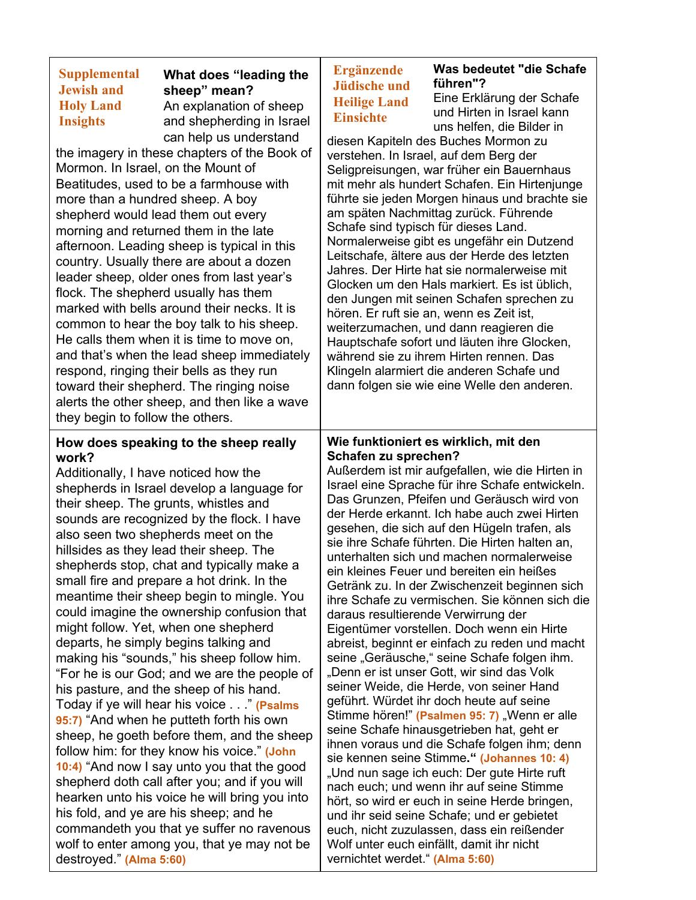**Supplemental Jewish and Holy Land Insights**

**What does "leading the sheep" mean?**

An explanation of sheep and shepherding in Israel can help us understand the imagery in these chapters of the Book of Mormon. In Israel, on the Mount of Beatitudes, used to be a farmhouse with more than a hundred sheep. A boy shepherd would lead them out every morning and returned them in the late afternoon. Leading sheep is typical in this country. Usually there are about a dozen leader sheep, older ones from last year's flock. The shepherd usually has them marked with bells around their necks. It is common to hear the boy talk to his sheep. He calls them when it is time to move on, and that's when the lead sheep immediately respond, ringing their bells as they run toward their shepherd. The ringing noise alerts the other sheep, and then like a wave they begin to follow the others.

**Ergänzende Jüdische und Heilige Land Einsichte**

**Was bedeutet "die Schafe führen"?**

Eine Erklärung der Schafe und Hirten in Israel kann uns helfen, die Bilder in diesen Kapiteln des Buches Mormon zu verstehen. In Israel, auf dem Berg der Seligpreisungen, war früher ein Bauernhaus mit mehr als hundert Schafen. Ein Hirtenjunge führte sie jeden Morgen hinaus und brachte sie am späten Nachmittag zurück. Führende Schafe sind typisch für dieses Land. Normalerweise gibt es ungefähr ein Dutzend Leitschafe, ältere aus der Herde des letzten Jahres. Der Hirte hat sie normalerweise mit Glocken um den Hals markiert. Es ist üblich, den Jungen mit seinen Schafen sprechen zu hören. Er ruft sie an, wenn es Zeit ist, weiterzumachen, und dann reagieren die Hauptschafe sofort und läuten ihre Glocken, während sie zu ihrem Hirten rennen. Das Klingeln alarmiert die anderen Schafe und dann folgen sie wie eine Welle den anderen.

**How does speaking to the sheep really work?**

Additionally, I have noticed how the shepherds in Israel develop a language for their sheep. The grunts, whistles and sounds are recognized by the flock. I have also seen two shepherds meet on the hillsides as they lead their sheep. The shepherds stop, chat and typically make a small fire and prepare a hot drink. In the meantime their sheep begin to mingle. You could imagine the ownership confusion that might follow. Yet, when one shepherd departs, he simply begins talking and making his "sounds," his sheep follow him. "For he is our God; and we are the people of his pasture, and the sheep of his hand. Today if ye will hear his voice . . ." **(Psalms 95:7)** "And when he putteth forth his own sheep, he goeth before them, and the sheep follow him: for they know his voice." **(John 10:4)** "And now I say unto you that the good shepherd doth call after you; and if you will hearken unto his voice he will bring you into his fold, and ye are his sheep; and he commandeth you that ye suffer no ravenous wolf to enter among you, that ye may not be destroyed." **(Alma 5:60)**

**Wie funktioniert es wirklich, mit den Schafen zu sprechen?**

Außerdem ist mir aufgefallen, wie die Hirten in Israel eine Sprache für ihre Schafe entwickeln. Das Grunzen, Pfeifen und Geräusch wird von der Herde erkannt. Ich habe auch zwei Hirten gesehen, die sich auf den Hügeln trafen, als sie ihre Schafe führten. Die Hirten halten an, unterhalten sich und machen normalerweise ein kleines Feuer und bereiten ein heißes Getränk zu. In der Zwischenzeit beginnen sich ihre Schafe zu vermischen. Sie können sich die daraus resultierende Verwirrung der Eigentümer vorstellen. Doch wenn ein Hirte abreist, beginnt er einfach zu reden und macht seine „Geräusche," seine Schafe folgen ihm. „Denn er ist unser Gott, wir sind das Volk seiner Weide, die Herde, von seiner Hand geführt. Würdet ihr doch heute auf seine Stimme hören!" **(Psalmen 95: 7)** „Wenn er alle seine Schafe hinausgetrieben hat, geht er ihnen voraus und die Schafe folgen ihm; denn sie kennen seine Stimme.**"** **(Johannes 10: 4)** „Und nun sage ich euch: Der gute Hirte ruft nach euch; und wenn ihr auf seine Stimme hört, so wird er euch in seine Herde bringen, und ihr seid seine Schafe; und er gebietet euch, nicht zuzulassen, dass ein reißender Wolf unter euch einfällt, damit ihr nicht vernichtet werdet." **(Alma 5:60)**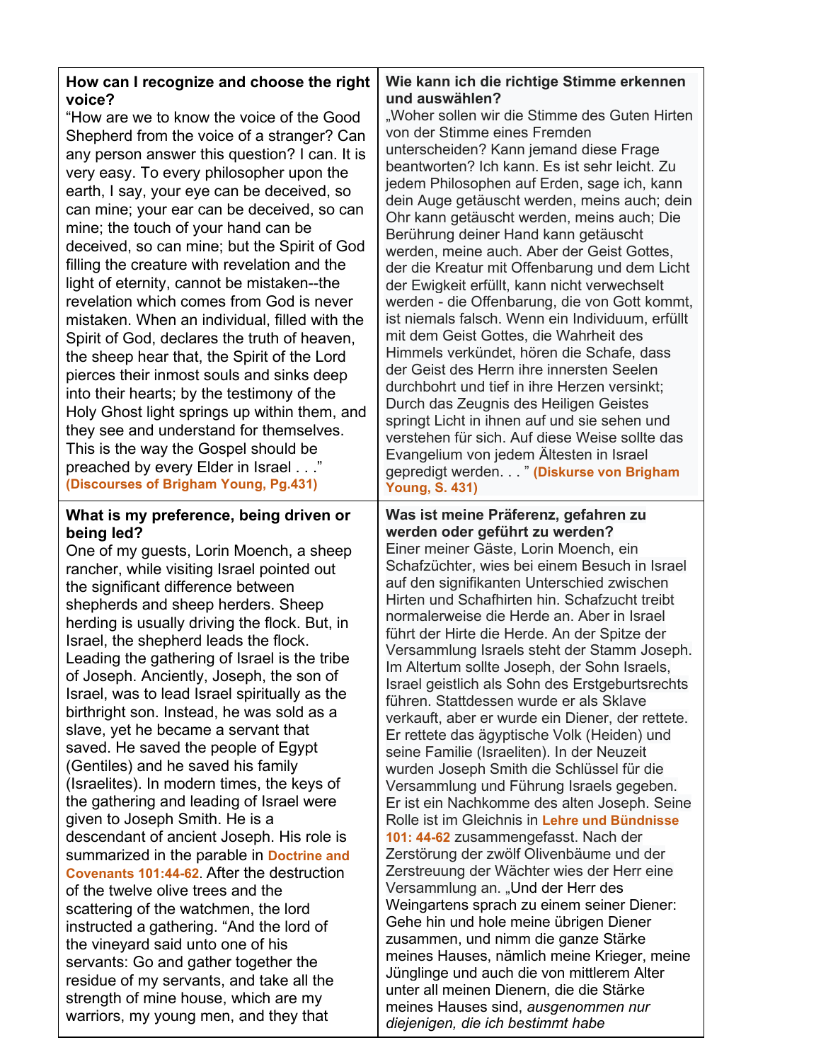| **How can I recognize and choose the right voice?**<br>“How are we to know the voice of the Good Shepherd from the voice of a stranger? Can any person answer this question? I can. It is very easy. To every philosopher upon the earth, I say, your eye can be deceived, so can mine; your ear can be deceived, so can mine; the touch of your hand can be deceived, so can mine; but the Spirit of God filling the creature with revelation and the light of eternity, cannot be mistaken--the revelation which comes from God is never mistaken. When an individual, filled with the Spirit of God, declares the truth of heaven, the sheep hear that, the Spirit of the Lord pierces their inmost souls and sinks deep into their hearts; by the testimony of the Holy Ghost light springs up within them, and they see and understand for themselves. This is the way the Gospel should be preached by every Elder in Israel . . .” **(Discourses of Brigham Young, Pg.431)** | **Wie kann ich die richtige Stimme erkennen und auswählen?**<br>„Woher sollen wir die Stimme des Guten Hirten von der Stimme eines Fremden unterscheiden? Kann jemand diese Frage beantworten? Ich kann. Es ist sehr leicht. Zu jedem Philosophen auf Erden, sage ich, kann dein Auge getäuscht werden, meins auch; dein Ohr kann getäuscht werden, meins auch; Die Berührung deiner Hand kann getäuscht werden, meine auch. Aber der Geist Gottes, der die Kreatur mit Offenbarung und dem Licht der Ewigkeit erfüllt, kann nicht verwechselt werden - die Offenbarung, die von Gott kommt, ist niemals falsch. Wenn ein Individuum, erfüllt mit dem Geist Gottes, die Wahrheit des Himmels verkündet, hören die Schafe, dass der Geist des Herrn ihre innersten Seelen durchbohrt und tief in ihre Herzen versinkt; Durch das Zeugnis des Heiligen Geistes springt Licht in ihnen auf und sie sehen und verstehen für sich. Auf diese Weise sollte das Evangelium von jedem Ältesten in Israel gepredigt werden. . . ” **(Diskurse von Brigham Young, S. 431)** |
|---|---|
| **What is my preference, being driven or being led?**<br>One of my guests, Lorin Moench, a sheep rancher, while visiting Israel pointed out the significant difference between shepherds and sheep herders. Sheep herding is usually driving the flock. But, in Israel, the shepherd leads the flock. Leading the gathering of Israel is the tribe of Joseph. Anciently, Joseph, the son of Israel, was to lead Israel spiritually as the birthright son. Instead, he was sold as a slave, yet he became a servant that saved. He saved the people of Egypt (Gentiles) and he saved his family (Israelites). In modern times, the keys of the gathering and leading of Israel were given to Joseph Smith. He is a descendant of ancient Joseph. His role is summarized in the parable in **Doctrine and Covenants 101:44-62**. After the destruction of the twelve olive trees and the scattering of the watchmen, the lord instructed a gathering. “And the lord of the vineyard said unto one of his servants: Go and gather together the residue of my servants, and take all the strength of mine house, which are my warriors, my young men, and they that | **Was ist meine Präferenz, gefahren zu werden oder geführt zu werden?**<br>Einer meiner Gäste, Lorin Moench, ein Schafzüchter, wies bei einem Besuch in Israel auf den signifikanten Unterschied zwischen Hirten und Schafhirten hin. Schafzucht treibt normalerweise die Herde an. Aber in Israel führt der Hirte die Herde. An der Spitze der Versammlung Israels steht der Stamm Joseph. Im Altertum sollte Joseph, der Sohn Israels, Israel geistlich als Sohn des Erstgeburtsrechts führen. Stattdessen wurde er als Sklave verkauft, aber er wurde ein Diener, der rettete. Er rettete das ägyptische Volk (Heiden) und seine Familie (Israeliten). In der Neuzeit wurden Joseph Smith die Schlüssel für die Versammlung und Führung Israels gegeben. Er ist ein Nachkomme des alten Joseph. Seine Rolle ist im Gleichnis in **Lehre und Bündnisse 101: 44-62** zusammengefasst. Nach der Zerstörung der zwölf Olivenbäume und der Zerstreuung der Wächter wies der Herr eine Versammlung an. „Und der Herr des Weingartens sprach zu einem seiner Diener: Gehe hin und hole meine übrigen Diener zusammen, und nimm die ganze Stärke meines Hauses, nämlich meine Krieger, meine Jünglinge und auch die von mittlerem Alter unter all meinen Dienern, die die Stärke meines Hauses sind, *ausgenommen nur diejenigen, die ich bestimmt habe* |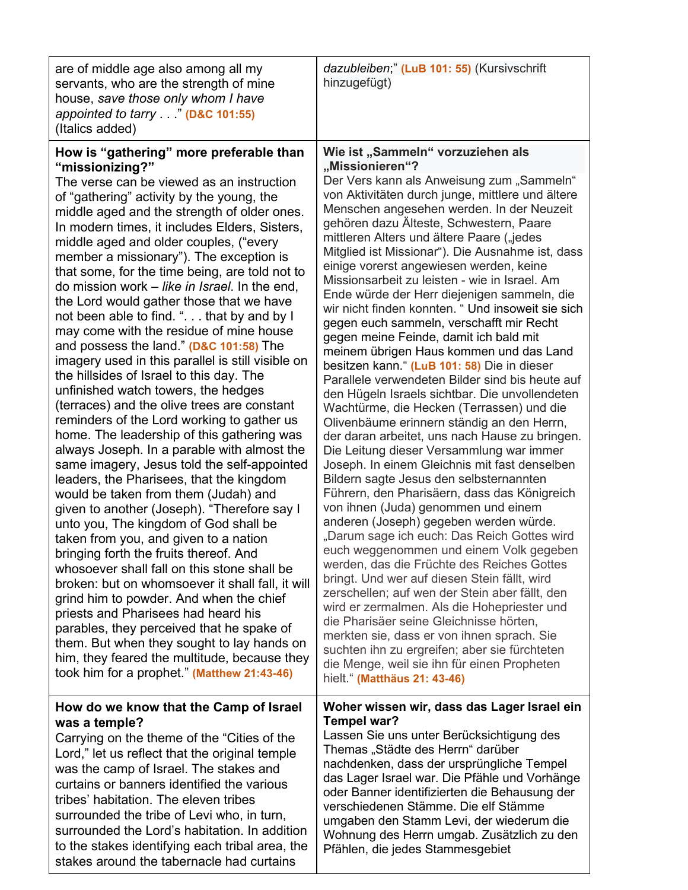| | |
|---|---|
| are of middle age also among all my servants, who are the strength of mine house, *save those only whom I have appointed to tarry* . . ." **(D&C 101:55)** (Italics added) | *dazubleiben*;" **(LuB 101: 55)** (Kursivschrift hinzugefügt) |
| **How is "gathering" more preferable than "missionizing?"**<br>The verse can be viewed as an instruction of "gathering" activity by the young, the middle aged and the strength of older ones. In modern times, it includes Elders, Sisters, middle aged and older couples, ("every member a missionary"). The exception is that some, for the time being, are told not to do mission work – *like in Israel*. In the end, the Lord would gather those that we have not been able to find. ". . . that by and by I may come with the residue of mine house and possess the land." **(D&C 101:58)** The imagery used in this parallel is still visible on the hillsides of Israel to this day. The unfinished watch towers, the hedges (terraces) and the olive trees are constant reminders of the Lord working to gather us home. The leadership of this gathering was always Joseph. In a parable with almost the same imagery, Jesus told the self-appointed leaders, the Pharisees, that the kingdom would be taken from them (Judah) and given to another (Joseph). "Therefore say I unto you, The kingdom of God shall be taken from you, and given to a nation bringing forth the fruits thereof. And whosoever shall fall on this stone shall be broken: but on whomsoever it shall fall, it will grind him to powder. And when the chief priests and Pharisees had heard his parables, they perceived that he spake of them. But when they sought to lay hands on him, they feared the multitude, because they took him for a prophet." **(Matthew 21:43-46)** | **Wie ist „Sammeln" vorzuziehen als „Missionieren"?**<br>Der Vers kann als Anweisung zum „Sammeln" von Aktivitäten durch junge, mittlere und ältere Menschen angesehen werden. In der Neuzeit gehören dazu Älteste, Schwestern, Paare mittleren Alters und ältere Paare („jedes Mitglied ist Missionar"). Die Ausnahme ist, dass einige vorerst angewiesen werden, keine Missionsarbeit zu leisten - wie in Israel. Am Ende würde der Herr diejenigen sammeln, die wir nicht finden konnten. " Und insoweit sie sich gegen euch sammeln, verschafft mir Recht gegen meine Feinde, damit ich bald mit meinem übrigen Haus kommen und das Land besitzen kann." **(LuB 101: 58)** Die in dieser Parallele verwendeten Bilder sind bis heute auf den Hügeln Israels sichtbar. Die unvollendeten Wachtürme, die Hecken (Terrassen) und die Olivenbäume erinnern ständig an den Herrn, der daran arbeitet, uns nach Hause zu bringen. Die Leitung dieser Versammlung war immer Joseph. In einem Gleichnis mit fast denselben Bildern sagte Jesus den selbsternannten Führern, den Pharisäern, dass das Königreich von ihnen (Juda) genommen und einem anderen (Joseph) gegeben werden würde. „Darum sage ich euch: Das Reich Gottes wird euch weggenommen und einem Volk gegeben werden, das die Früchte des Reiches Gottes bringt. Und wer auf diesen Stein fällt, wird zerschellen; auf wen der Stein aber fällt, den wird er zermalmen. Als die Hohepriester und die Pharisäer seine Gleichnisse hörten, merkten sie, dass er von ihnen sprach. Sie suchten ihn zu ergreifen; aber sie fürchteten die Menge, weil sie ihn für einen Propheten hielt." **(Matthäus 21: 43-46)** |
| **How do we know that the Camp of Israel was a temple?**<br>Carrying on the theme of the "Cities of the Lord," let us reflect that the original temple was the camp of Israel. The stakes and curtains or banners identified the various tribes' habitation. The eleven tribes surrounded the tribe of Levi who, in turn, surrounded the Lord's habitation. In addition to the stakes identifying each tribal area, the stakes around the tabernacle had curtains | **Woher wissen wir, dass das Lager Israel ein Tempel war?**<br>Lassen Sie uns unter Berücksichtigung des Themas „Städte des Herrn" darüber nachdenken, dass der ursprüngliche Tempel das Lager Israel war. Die Pfähle und Vorhänge oder Banner identifizierten die Behausung der verschiedenen Stämme. Die elf Stämme umgaben den Stamm Levi, der wiederum die Wohnung des Herrn umgab. Zusätzlich zu den Pfählen, die jedes Stammesgebiet |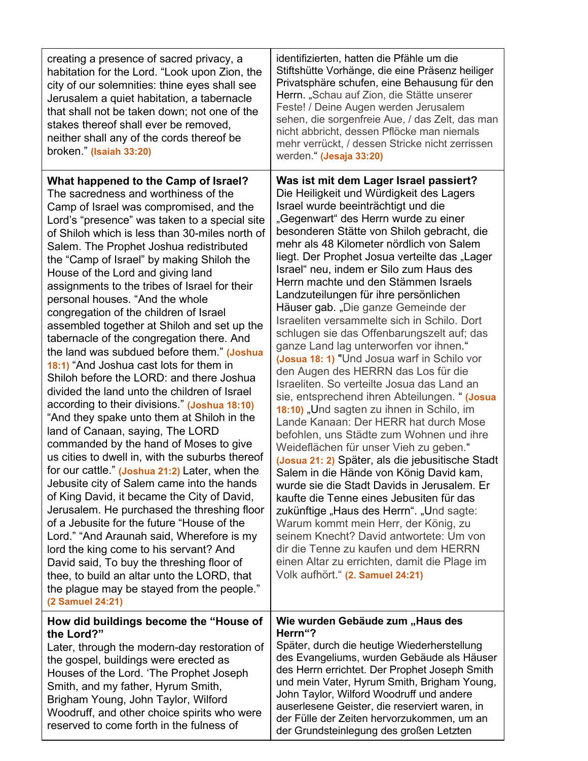| | |
|---|---|
| creating a presence of sacred privacy, a habitation for the Lord. "Look upon Zion, the city of our solemnities: thine eyes shall see Jerusalem a quiet habitation, a tabernacle that shall not be taken down; not one of the stakes thereof shall ever be removed, neither shall any of the cords thereof be broken." **(Isaiah 33:20)** | identifizierten, hatten die Pfähle um die Stiftshütte Vorhänge, die eine Präsenz heiliger Privatsphäre schufen, eine Behausung für den Herrn. „Schau auf Zion, die Stätte unserer Feste! / Deine Augen werden Jerusalem sehen, die sorgenfreie Aue, / das Zelt, das man nicht abbricht, dessen Pflöcke man niemals mehr verrückt, / dessen Stricke nicht zerrissen werden." **(Jesaja 33:20)** |
| **What happened to the Camp of Israel?** The sacredness and worthiness of the Camp of Israel was compromised, and the Lord's "presence" was taken to a special site of Shiloh which is less than 30-miles north of Salem. The Prophet Joshua redistributed the "Camp of Israel" by making Shiloh the House of the Lord and giving land assignments to the tribes of Israel for their personal houses. "And the whole congregation of the children of Israel assembled together at Shiloh and set up the tabernacle of the congregation there. And the land was subdued before them." **(Joshua 18:1)** "And Joshua cast lots for them in Shiloh before the LORD: and there Joshua divided the land unto the children of Israel according to their divisions." **(Joshua 18:10)** "And they spake unto them at Shiloh in the land of Canaan, saying, The LORD commanded by the hand of Moses to give us cities to dwell in, with the suburbs thereof for our cattle." **(Joshua 21:2)** Later, when the Jebusite city of Salem came into the hands of King David, it became the City of David, Jerusalem. He purchased the threshing floor of a Jebusite for the future "House of the Lord." "And Araunah said, Wherefore is my lord the king come to his servant? And David said, To buy the threshing floor of thee, to build an altar unto the LORD, that the plague may be stayed from the people." **(2 Samuel 24:21)** | **Was ist mit dem Lager Israel passiert?** Die Heiligkeit und Würdigkeit des Lagers Israel wurde beeinträchtigt und die „Gegenwart" des Herrn wurde zu einer besonderen Stätte von Shiloh gebracht, die mehr als 48 Kilometer nördlich von Salem liegt. Der Prophet Josua verteilte das „Lager Israel" neu, indem er Silo zum Haus des Herrn machte und den Stämmen Israels Landzuteilungen für ihre persönlichen Häuser gab. „Die ganze Gemeinde der Israeliten versammelte sich in Schilo. Dort schlugen sie das Offenbarungszelt auf; das ganze Land lag unterworfen vor ihnen." **(Josua 18: 1)** "Und Josua warf in Schilo vor den Augen des HERRN das Los für die Israeliten. So verteilte Josua das Land an sie, entsprechend ihren Abteilungen. " **(Josua 18:10)** „Und sagten zu ihnen in Schilo, im Lande Kanaan: Der HERR hat durch Mose befohlen, uns Städte zum Wohnen und ihre Weideflächen für unser Vieh zu geben." **(Josua 21: 2)** Später, als die jebusitische Stadt Salem in die Hände von König David kam, wurde sie die Stadt Davids in Jerusalem. Er kaufte die Tenne eines Jebusiten für das zukünftige „Haus des Herrn". „Und sagte: Warum kommt mein Herr, der König, zu seinem Knecht? David antwortete: Um von dir die Tenne zu kaufen und dem HERRN einen Altar zu errichten, damit die Plage im Volk aufhört." **(2. Samuel 24:21)** |
| **How did buildings become the "House of the Lord?"** Later, through the modern-day restoration of the gospel, buildings were erected as Houses of the Lord. 'The Prophet Joseph Smith, and my father, Hyrum Smith, Brigham Young, John Taylor, Wilford Woodruff, and other choice spirits who were reserved to come forth in the fulness of | **Wie wurden Gebäude zum „Haus des Herrn"?** Später, durch die heutige Wiederherstellung des Evangeliums, wurden Gebäude als Häuser des Herrn errichtet. Der Prophet Joseph Smith und mein Vater, Hyrum Smith, Brigham Young, John Taylor, Wilford Woodruff und andere auserlesene Geister, die reserviert waren, in der Fülle der Zeiten hervorzukommen, um an der Grundsteinlegung des großen Letzten |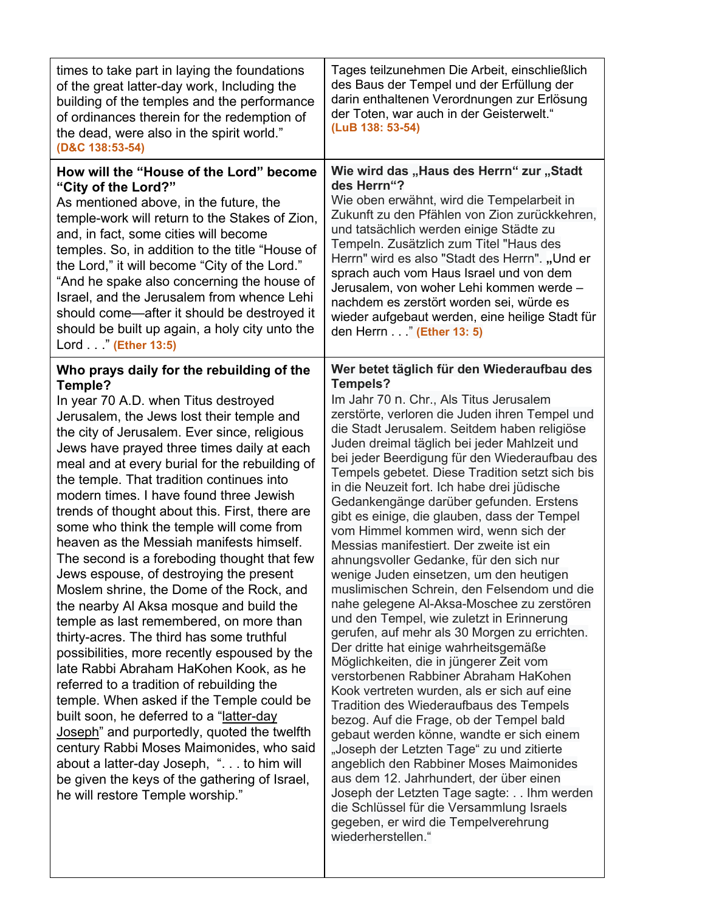| | |
|---|---|
| times to take part in laying the foundations of the great latter-day work, Including the building of the temples and the performance of ordinances therein for the redemption of the dead, were also in the spirit world." **(D&C 138:53-54)** | Tages teilzunehmen Die Arbeit, einschließlich des Baus der Tempel und der Erfüllung der darin enthaltenen Verordnungen zur Erlösung der Toten, war auch in der Geisterwelt." **(LuB 138: 53-54)** |
| **How will the "House of the Lord" become "City of the Lord?"** As mentioned above, in the future, the temple-work will return to the Stakes of Zion, and, in fact, some cities will become temples. So, in addition to the title "House of the Lord," it will become "City of the Lord." "And he spake also concerning the house of Israel, and the Jerusalem from whence Lehi should come—after it should be destroyed it should be built up again, a holy city unto the Lord . . ." **(Ether 13:5)** | **Wie wird das „Haus des Herrn" zur „Stadt des Herrn"?** Wie oben erwähnt, wird die Tempelarbeit in Zukunft zu den Pfählen von Zion zurückkehren, und tatsächlich werden einige Städte zu Tempeln. Zusätzlich zum Titel "Haus des Herrn" wird es also "Stadt des Herrn". **„**Und er sprach auch vom Haus Israel und von dem Jerusalem, von woher Lehi kommen werde – nachdem es zerstört worden sei, würde es wieder aufgebaut werden, eine heilige Stadt für den Herrn . . ." **(Ether 13: 5)** |
| **Who prays daily for the rebuilding of the Temple?** In year 70 A.D. when Titus destroyed Jerusalem, the Jews lost their temple and the city of Jerusalem. Ever since, religious Jews have prayed three times daily at each meal and at every burial for the rebuilding of the temple. That tradition continues into modern times. I have found three Jewish trends of thought about this. First, there are some who think the temple will come from heaven as the Messiah manifests himself. The second is a foreboding thought that few Jews espouse, of destroying the present Moslem shrine, the Dome of the Rock, and the nearby Al Aksa mosque and build the temple as last remembered, on more than thirty-acres. The third has some truthful possibilities, more recently espoused by the late Rabbi Abraham HaKohen Kook, as he referred to a tradition of rebuilding the temple. When asked if the Temple could be built soon, he deferred to a "latter-day Joseph" and purportedly, quoted the twelfth century Rabbi Moses Maimonides, who said about a latter-day Joseph, ". . . to him will be given the keys of the gathering of Israel, he will restore Temple worship." | **Wer betet täglich für den Wiederaufbau des Tempels?** Im Jahr 70 n. Chr., Als Titus Jerusalem zerstörte, verloren die Juden ihren Tempel und die Stadt Jerusalem. Seitdem haben religiöse Juden dreimal täglich bei jeder Mahlzeit und bei jeder Beerdigung für den Wiederaufbau des Tempels gebetet. Diese Tradition setzt sich bis in die Neuzeit fort. Ich habe drei jüdische Gedankengänge darüber gefunden. Erstens gibt es einige, die glauben, dass der Tempel vom Himmel kommen wird, wenn sich der Messias manifestiert. Der zweite ist ein ahnungsvoller Gedanke, für den sich nur wenige Juden einsetzen, um den heutigen muslimischen Schrein, den Felsendom und die nahe gelegene Al-Aksa-Moschee zu zerstören und den Tempel, wie zuletzt in Erinnerung gerufen, auf mehr als 30 Morgen zu errichten. Der dritte hat einige wahrheitsgemäße Möglichkeiten, die in jüngerer Zeit vom verstorbenen Rabbiner Abraham HaKohen Kook vertreten wurden, als er sich auf eine Tradition des Wiederaufbaus des Tempels bezog. Auf die Frage, ob der Tempel bald gebaut werden könne, wandte er sich einem „Joseph der Letzten Tage" zu und zitierte angeblich den Rabbiner Moses Maimonides aus dem 12. Jahrhundert, der über einen Joseph der Letzten Tage sagte: . . Ihm werden die Schlüssel für die Versammlung Israels gegeben, er wird die Tempelverehrung wiederherstellen." |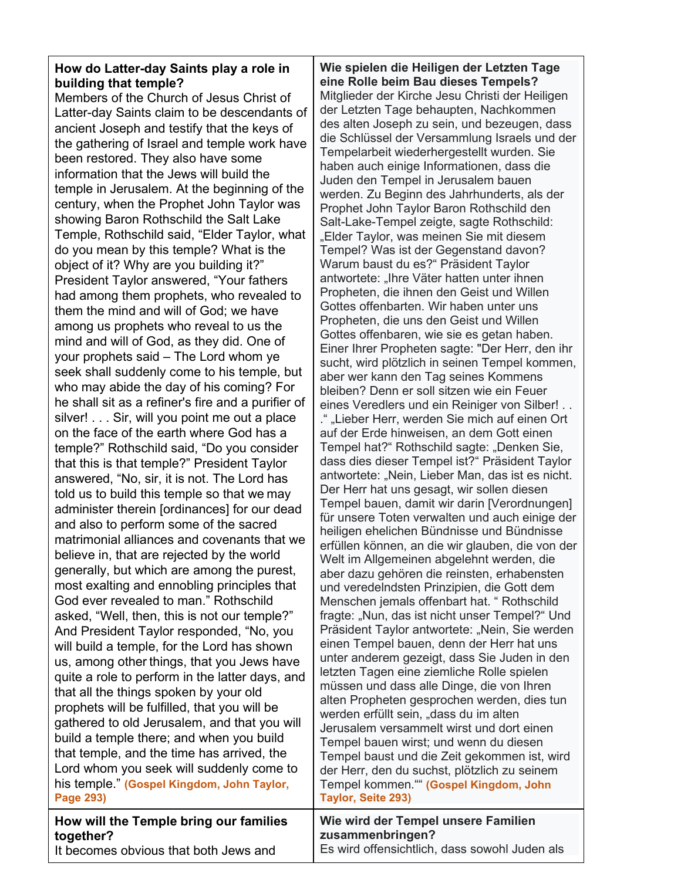| **How do Latter-day Saints play a role in building that temple?**<br>Members of the Church of Jesus Christ of Latter-day Saints claim to be descendants of ancient Joseph and testify that the keys of the gathering of Israel and temple work have been restored. They also have some information that the Jews will build the temple in Jerusalem. At the beginning of the century, when the Prophet John Taylor was showing Baron Rothschild the Salt Lake Temple, Rothschild said, “Elder Taylor, what do you mean by this temple? What is the object of it? Why are you building it?” President Taylor answered, “Your fathers had among them prophets, who revealed to them the mind and will of God; we have among us prophets who reveal to us the mind and will of God, as they did. One of your prophets said – The Lord whom ye seek shall suddenly come to his temple, but who may abide the day of his coming? For he shall sit as a refiner's fire and a purifier of silver! . . . Sir, will you point me out a place on the face of the earth where God has a temple?” Rothschild said, “Do you consider that this is that temple?” President Taylor answered, “No, sir, it is not. The Lord has told us to build this temple so that we may administer therein [ordinances] for our dead and also to perform some of the sacred matrimonial alliances and covenants that we believe in, that are rejected by the world generally, but which are among the purest, most exalting and ennobling principles that God ever revealed to man.” Rothschild asked, “Well, then, this is not our temple?” And President Taylor responded, “No, you will build a temple, for the Lord has shown us, among other things, that you Jews have quite a role to perform in the latter days, and that all the things spoken by your old prophets will be fulfilled, that you will be gathered to old Jerusalem, and that you will build a temple there; and when you build that temple, and the time has arrived, the Lord whom you seek will suddenly come to his temple.” **(Gospel Kingdom, John Taylor, Page 293)** | **Wie spielen die Heiligen der Letzten Tage eine Rolle beim Bau dieses Tempels?**<br>Mitglieder der Kirche Jesu Christi der Heiligen der Letzten Tage behaupten, Nachkommen des alten Joseph zu sein, und bezeugen, dass die Schlüssel der Versammlung Israels und der Tempelarbeit wiederhergestellt wurden. Sie haben auch einige Informationen, dass die Juden den Tempel in Jerusalem bauen werden. Zu Beginn des Jahrhunderts, als der Prophet John Taylor Baron Rothschild den Salt-Lake-Tempel zeigte, sagte Rothschild: „Elder Taylor, was meinen Sie mit diesem Tempel? Was ist der Gegenstand davon? Warum baust du es?“ Präsident Taylor antwortete: „Ihre Väter hatten unter ihnen Propheten, die ihnen den Geist und Willen Gottes offenbarten. Wir haben unter uns Propheten, die uns den Geist und Willen Gottes offenbaren, wie sie es getan haben. Einer Ihrer Propheten sagte: "Der Herr, den ihr sucht, wird plötzlich in seinen Tempel kommen, aber wer kann den Tag seines Kommens bleiben? Denn er soll sitzen wie ein Feuer eines Veredlers und ein Reiniger von Silber! . . .“ „Lieber Herr, werden Sie mich auf einen Ort auf der Erde hinweisen, an dem Gott einen Tempel hat?“ Rothschild sagte: „Denken Sie, dass dies dieser Tempel ist?“ Präsident Taylor antwortete: „Nein, Lieber Man, das ist es nicht. Der Herr hat uns gesagt, wir sollen diesen Tempel bauen, damit wir darin [Verordnungen] für unsere Toten verwalten und auch einige der heiligen ehelichen Bündnisse und Bündnisse erfüllen können, an die wir glauben, die von der Welt im Allgemeinen abgelehnt werden, die aber dazu gehören die reinsten, erhabensten und veredelndsten Prinzipien, die Gott dem Menschen jemals offenbart hat. “ Rothschild fragte: „Nun, das ist nicht unser Tempel?“ Und Präsident Taylor antwortete: „Nein, Sie werden einen Tempel bauen, denn der Herr hat uns unter anderem gezeigt, dass Sie Juden in den letzten Tagen eine ziemliche Rolle spielen müssen und dass alle Dinge, die von Ihren alten Propheten gesprochen werden, dies tun werden erfüllt sein, „dass du im alten Jerusalem versammelt wirst und dort einen Tempel bauen wirst; und wenn du diesen Tempel baust und die Zeit gekommen ist, wird der Herr, den du suchst, plötzlich zu seinem Tempel kommen.““ **(Gospel Kingdom, John Taylor, Seite 293)** |
| **How will the Temple bring our families together?**<br>It becomes obvious that both Jews and | **Wie wird der Tempel unsere Familien zusammenbringen?**<br>Es wird offensichtlich, dass sowohl Juden als |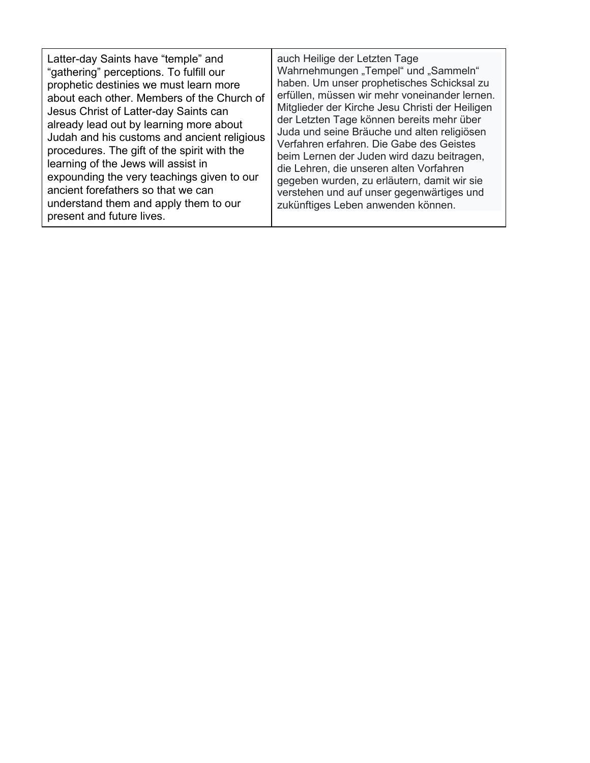| | |
|---|---|
| Latter-day Saints have “temple” and “gathering” perceptions. To fulfill our prophetic destinies we must learn more about each other. Members of the Church of Jesus Christ of Latter-day Saints can already lead out by learning more about Judah and his customs and ancient religious procedures. The gift of the spirit with the learning of the Jews will assist in expounding the very teachings given to our ancient forefathers so that we can understand them and apply them to our present and future lives. | auch Heilige der Letzten Tage Wahrnehmungen „Tempel“ und „Sammeln“ haben. Um unser prophetisches Schicksal zu erfüllen, müssen wir mehr voneinander lernen. Mitglieder der Kirche Jesu Christi der Heiligen der Letzten Tage können bereits mehr über Juda und seine Bräuche und alten religiösen Verfahren erfahren. Die Gabe des Geistes beim Lernen der Juden wird dazu beitragen, die Lehren, die unseren alten Vorfahren gegeben wurden, zu erläutern, damit wir sie verstehen und auf unser gegenwärtiges und zukünftiges Leben anwenden können. |